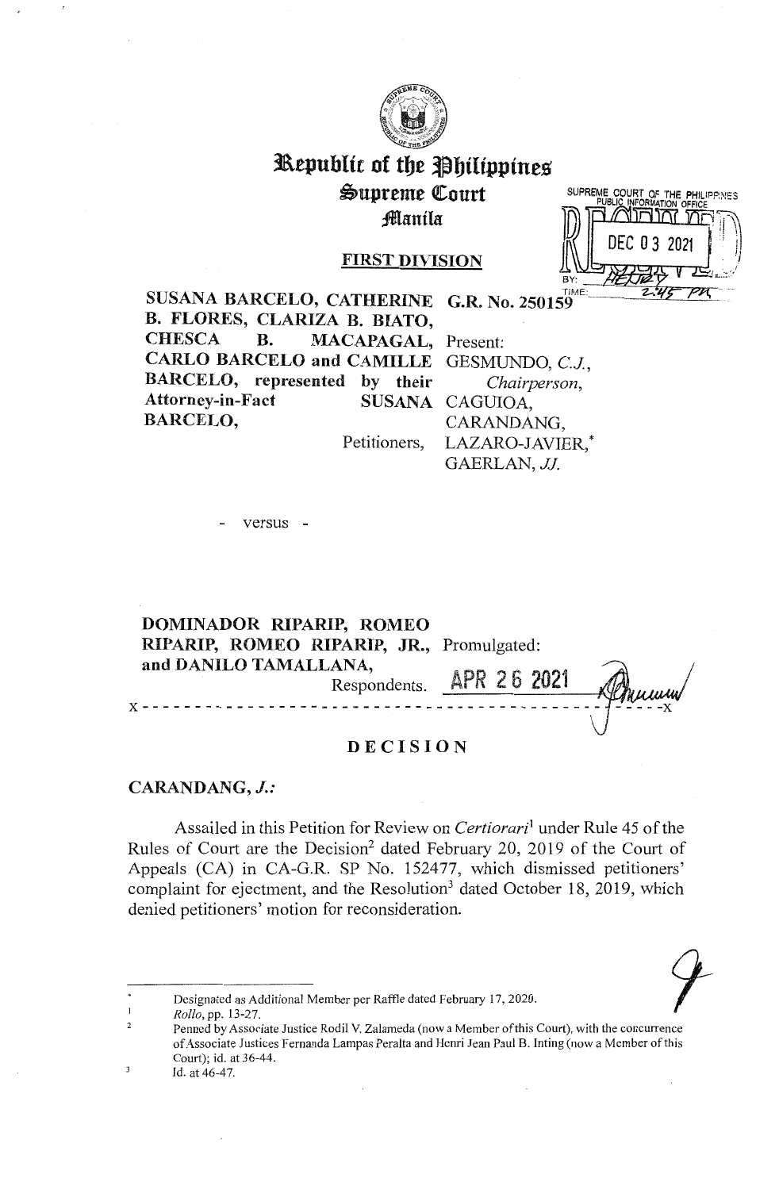# Republic of the Philippines
## Supreme Court
### Manila

SUPREME COURT OF THE PHILIPPINES
PUBLIC INFORMATION OFFICE
DEC 03 2021
BY:
TIME: 2:45 PM

**FIRST DIVISION**

| | |
|---|---|
| **SUSANA BARCELO, CATHERINE B. FLORES, CLARIZA B. BIATO, CHESCA B. MACAPAGAL, CARLO BARCELO and CAMILLE BARCELO, represented by their Attorney-in-Fact SUSANA BARCELO,** | **G.R. No. 250159** |
| Petitioners, | Present: |
| | GESMUNDO, *C.J.*, *Chairperson*, |
| | CAGUIOA, |
| | CARANDANG, |
| | LAZARO-JAVIER,* |
| | GAERLAN, *JJ.* |
| - versus - | |
| **DOMINADOR RIPARIP, ROMEO RIPARIP, ROMEO RIPARIP, JR., and DANILO TAMALLANA,** | Promulgated: |
| Respondents. | **APR 26 2021** |

x - - - - - - - - - - - - - - - - - - - - - - - - - - - - - - - - - - - - - - - - - - - - - - x

## DECISION

**CARANDANG, *J.*:**

Assailed in this Petition for Review on *Certiorari*[1] under Rule 45 of the Rules of Court are the Decision[2] dated February 20, 2019 of the Court of Appeals (CA) in CA-G.R. SP No. 152477, which dismissed petitioners' complaint for ejectment, and the Resolution[3] dated October 18, 2019, which denied petitioners' motion for reconsideration.

---

\* Designated as Additional Member per Raffle dated February 17, 2020.

[1] *Rollo*, pp. 13-27.

[2] Penned by Associate Justice Rodil V. Zalameda (now a Member of this Court), with the concurrence of Associate Justices Fernanda Lampas Peralta and Henri Jean Paul B. Inting (now a Member of this Court); id. at 36-44.

[3] Id. at 46-47.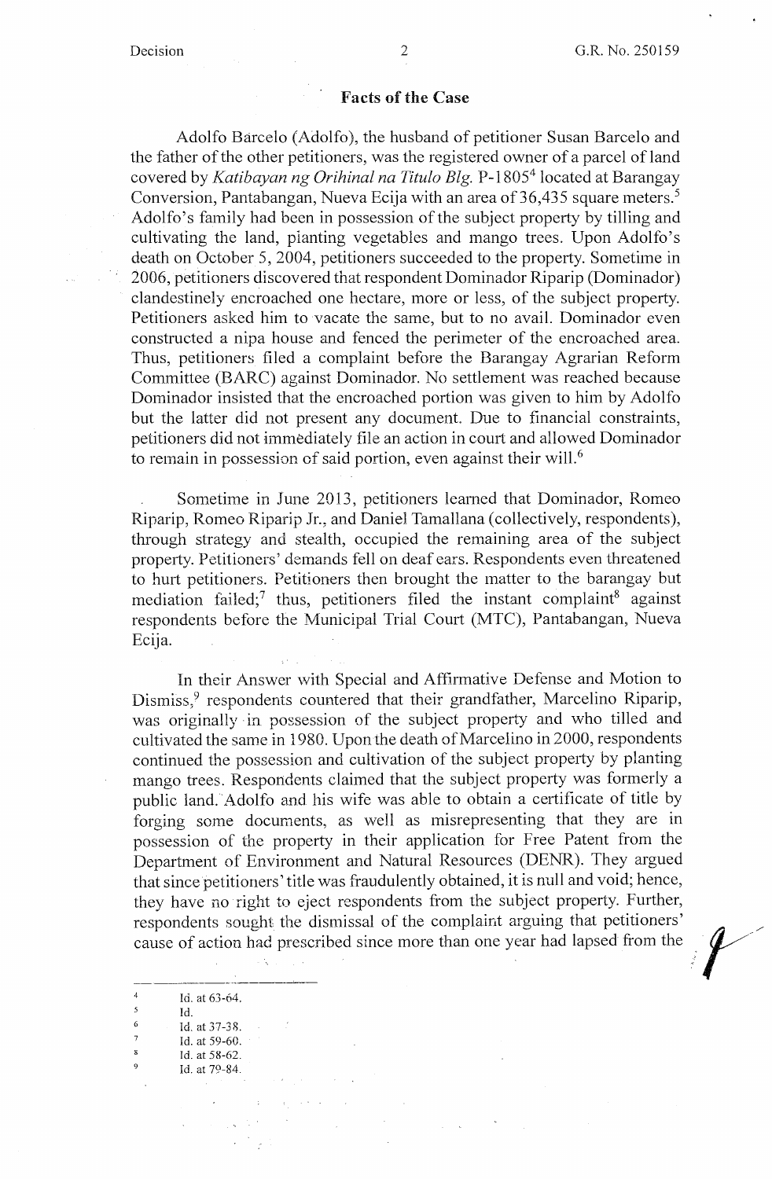## Facts of the Case

Adolfo Barcelo (Adolfo), the husband of petitioner Susan Barcelo and the father of the other petitioners, was the registered owner of a parcel of land covered by *Katibayan ng Orihinal na Titulo Blg.* P-1805[4] located at Barangay Conversion, Pantabangan, Nueva Ecija with an area of 36,435 square meters.[5] Adolfo's family had been in possession of the subject property by tilling and cultivating the land, planting vegetables and mango trees. Upon Adolfo's death on October 5, 2004, petitioners succeeded to the property. Sometime in 2006, petitioners discovered that respondent Dominador Riparip (Dominador) clandestinely encroached one hectare, more or less, of the subject property. Petitioners asked him to vacate the same, but to no avail. Dominador even constructed a nipa house and fenced the perimeter of the encroached area. Thus, petitioners filed a complaint before the Barangay Agrarian Reform Committee (BARC) against Dominador. No settlement was reached because Dominador insisted that the encroached portion was given to him by Adolfo but the latter did not present any document. Due to financial constraints, petitioners did not immediately file an action in court and allowed Dominador to remain in possession of said portion, even against their will.[6]

Sometime in June 2013, petitioners learned that Dominador, Romeo Riparip, Romeo Riparip Jr., and Daniel Tamallana (collectively, respondents), through strategy and stealth, occupied the remaining area of the subject property. Petitioners' demands fell on deaf ears. Respondents even threatened to hurt petitioners. Petitioners then brought the matter to the barangay but mediation failed;[7] thus, petitioners filed the instant complaint[8] against respondents before the Municipal Trial Court (MTC), Pantabangan, Nueva Ecija.

In their Answer with Special and Affirmative Defense and Motion to Dismiss,[9] respondents countered that their grandfather, Marcelino Riparip, was originally in possession of the subject property and who tilled and cultivated the same in 1980. Upon the death of Marcelino in 2000, respondents continued the possession and cultivation of the subject property by planting mango trees. Respondents claimed that the subject property was formerly a public land. Adolfo and his wife was able to obtain a certificate of title by forging some documents, as well as misrepresenting that they are in possession of the property in their application for Free Patent from the Department of Environment and Natural Resources (DENR). They argued that since petitioners' title was fraudulently obtained, it is null and void; hence, they have no right to eject respondents from the subject property. Further, respondents sought the dismissal of the complaint arguing that petitioners' cause of action had prescribed since more than one year had lapsed from the

---

[4] Id. at 63-64.
[5] Id.
[6] Id. at 37-38.
[7] Id. at 59-60.
[8] Id. at 58-62.
[9] Id. at 79-84.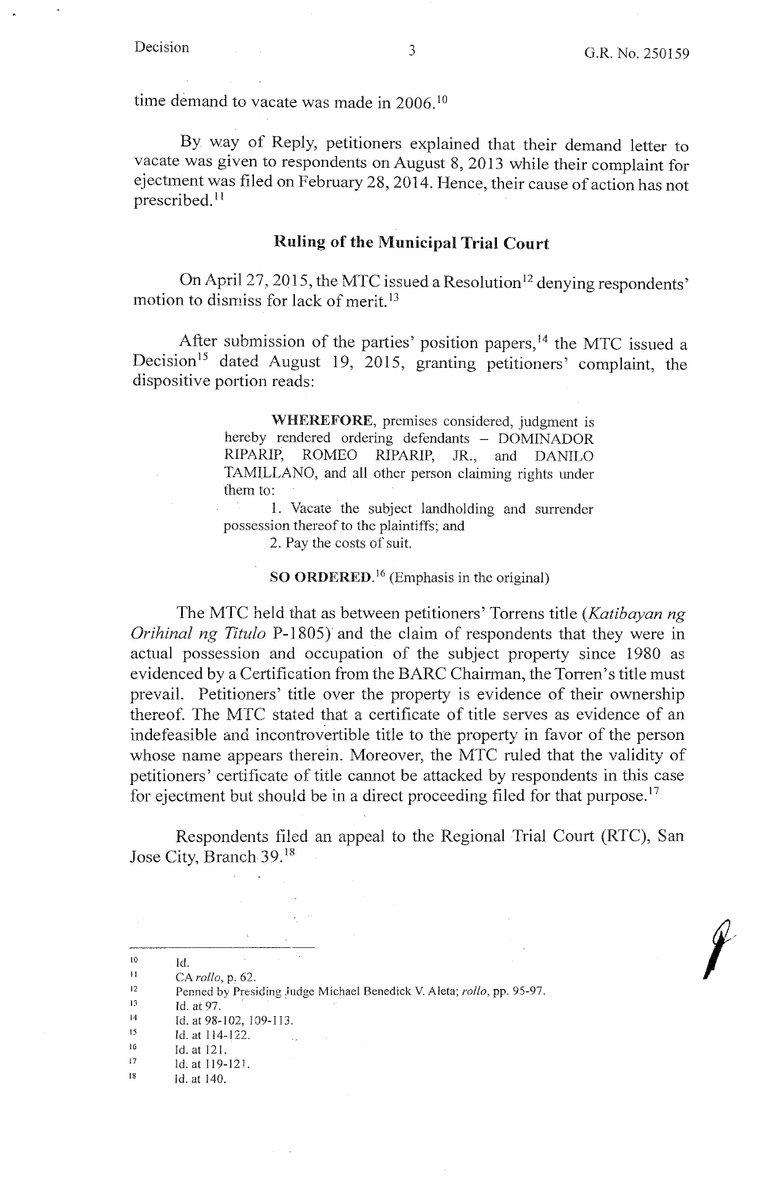time demand to vacate was made in 2006.[10]

By way of Reply, petitioners explained that their demand letter to vacate was given to respondents on August 8, 2013 while their complaint for ejectment was filed on February 28, 2014. Hence, their cause of action has not prescribed.[11]

## Ruling of the Municipal Trial Court

On April 27, 2015, the MTC issued a Resolution[12] denying respondents' motion to dismiss for lack of merit.[13]

After submission of the parties' position papers,[14] the MTC issued a Decision[15] dated August 19, 2015, granting petitioners' complaint, the dispositive portion reads:

> **WHEREFORE**, premises considered, judgment is hereby rendered ordering defendants – DOMINADOR RIPARIP, ROMEO RIPARIP, JR., and DANILO TAMILLANO, and all other person claiming rights under them to:
>
> 1. Vacate the subject landholding and surrender possession thereof to the plaintiffs; and
>
> 2. Pay the costs of suit.
>
> **SO ORDERED.**[16] (Emphasis in the original)

The MTC held that as between petitioners' Torrens title (*Katibayan ng Orihinal ng Titulo* P-1805) and the claim of respondents that they were in actual possession and occupation of the subject property since 1980 as evidenced by a Certification from the BARC Chairman, the Torren's title must prevail. Petitioners' title over the property is evidence of their ownership thereof. The MTC stated that a certificate of title serves as evidence of an indefeasible and incontrovertible title to the property in favor of the person whose name appears therein. Moreover, the MTC ruled that the validity of petitioners' certificate of title cannot be attacked by respondents in this case for ejectment but should be in a direct proceeding filed for that purpose.[17]

Respondents filed an appeal to the Regional Trial Court (RTC), San Jose City, Branch 39.[18]

---

[10] Id.

[11] CA *rollo*, p. 62.

[12] Penned by Presiding Judge Michael Benedick V. Aleta; *rollo*, pp. 95-97.

[13] Id. at 97.

[14] Id. at 98-102, 109-113.

[15] Id. at 114-122.

[16] Id. at 121.

[17] Id. at 119-121.

[18] Id. at 140.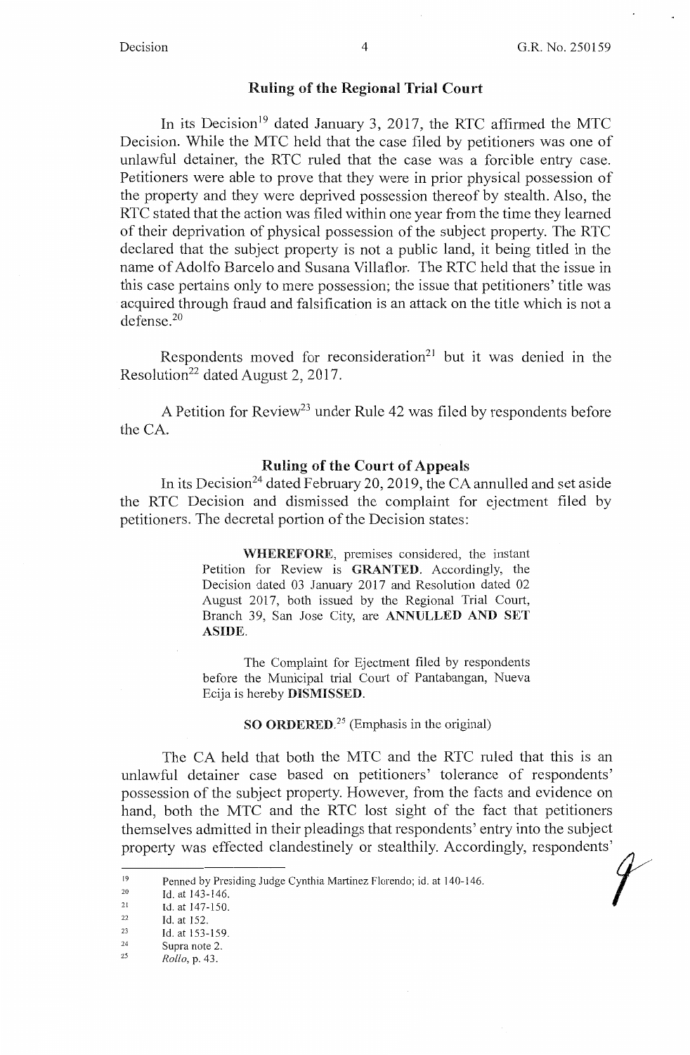## Ruling of the Regional Trial Court

In its Decision[19] dated January 3, 2017, the RTC affirmed the MTC Decision. While the MTC held that the case filed by petitioners was one of unlawful detainer, the RTC ruled that the case was a forcible entry case. Petitioners were able to prove that they were in prior physical possession of the property and they were deprived possession thereof by stealth. Also, the RTC stated that the action was filed within one year from the time they learned of their deprivation of physical possession of the subject property. The RTC declared that the subject property is not a public land, it being titled in the name of Adolfo Barcelo and Susana Villaflor. The RTC held that the issue in this case pertains only to mere possession; the issue that petitioners' title was acquired through fraud and falsification is an attack on the title which is not a defense.[20]

Respondents moved for reconsideration[21] but it was denied in the Resolution[22] dated August 2, 2017.

A Petition for Review[23] under Rule 42 was filed by respondents before the CA.

## Ruling of the Court of Appeals

In its Decision[24] dated February 20, 2019, the CA annulled and set aside the RTC Decision and dismissed the complaint for ejectment filed by petitioners. The decretal portion of the Decision states:

> **WHEREFORE**, premises considered, the instant Petition for Review is **GRANTED**. Accordingly, the Decision dated 03 January 2017 and Resolution dated 02 August 2017, both issued by the Regional Trial Court, Branch 39, San Jose City, are **ANNULLED AND SET ASIDE**.
>
> The Complaint for Ejectment filed by respondents before the Municipal trial Court of Pantabangan, Nueva Ecija is hereby **DISMISSED**.
>
> **SO ORDERED**.[25] (Emphasis in the original)

The CA held that both the MTC and the RTC ruled that this is an unlawful detainer case based on petitioners' tolerance of respondents' possession of the subject property. However, from the facts and evidence on hand, both the MTC and the RTC lost sight of the fact that petitioners themselves admitted in their pleadings that respondents' entry into the subject property was effected clandestinely or stealthily. Accordingly, respondents'

---

[19] Penned by Presiding Judge Cynthia Martinez Florendo; id. at 140-146.
[20] Id. at 143-146.
[21] Id. at 147-150.
[22] Id. at 152.
[23] Id. at 153-159.
[24] Supra note 2.
[25] *Rollo*, p. 43.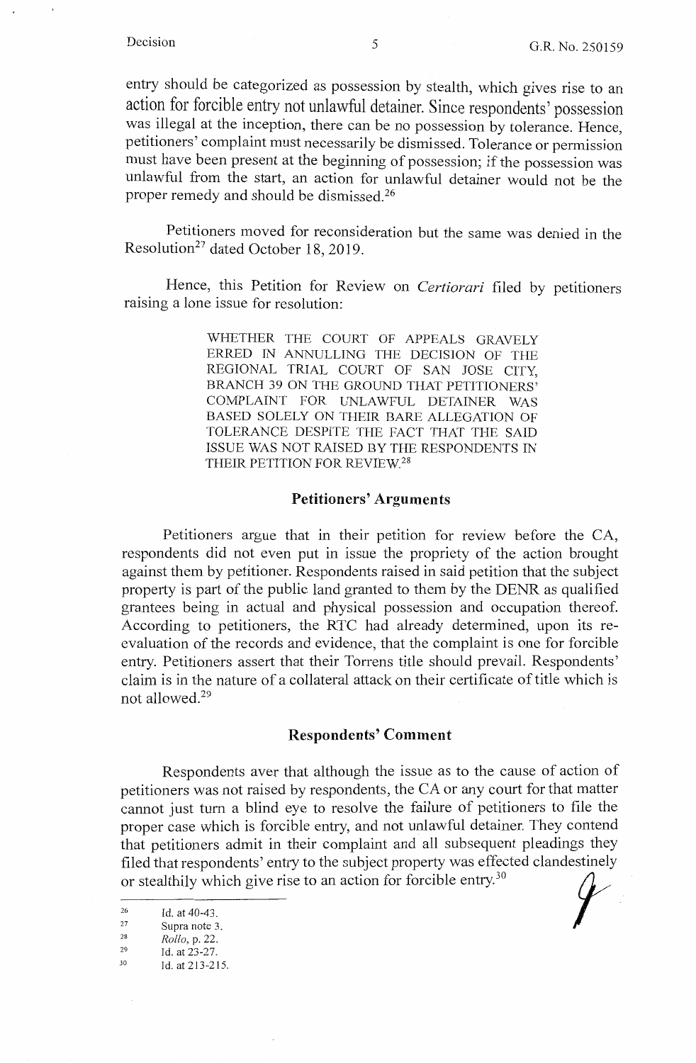entry should be categorized as possession by stealth, which gives rise to an action for forcible entry not unlawful detainer. Since respondents' possession was illegal at the inception, there can be no possession by tolerance. Hence, petitioners' complaint must necessarily be dismissed. Tolerance or permission must have been present at the beginning of possession; if the possession was unlawful from the start, an action for unlawful detainer would not be the proper remedy and should be dismissed.[26]

Petitioners moved for reconsideration but the same was denied in the Resolution[27] dated October 18, 2019.

Hence, this Petition for Review on *Certiorari* filed by petitioners raising a lone issue for resolution:

> WHETHER THE COURT OF APPEALS GRAVELY ERRED IN ANNULLING THE DECISION OF THE REGIONAL TRIAL COURT OF SAN JOSE CITY, BRANCH 39 ON THE GROUND THAT PETITIONERS' COMPLAINT FOR UNLAWFUL DETAINER WAS BASED SOLELY ON THEIR BARE ALLEGATION OF TOLERANCE DESPITE THE FACT THAT THE SAID ISSUE WAS NOT RAISED BY THE RESPONDENTS IN THEIR PETITION FOR REVIEW.[28]

## Petitioners' Arguments

Petitioners argue that in their petition for review before the CA, respondents did not even put in issue the propriety of the action brought against them by petitioner. Respondents raised in said petition that the subject property is part of the public land granted to them by the DENR as qualified grantees being in actual and physical possession and occupation thereof. According to petitioners, the RTC had already determined, upon its re-evaluation of the records and evidence, that the complaint is one for forcible entry. Petitioners assert that their Torrens title should prevail. Respondents' claim is in the nature of a collateral attack on their certificate of title which is not allowed.[29]

## Respondents' Comment

Respondents aver that although the issue as to the cause of action of petitioners was not raised by respondents, the CA or any court for that matter cannot just turn a blind eye to resolve the failure of petitioners to file the proper case which is forcible entry, and not unlawful detainer. They contend that petitioners admit in their complaint and all subsequent pleadings they filed that respondents' entry to the subject property was effected clandestinely or stealthily which give rise to an action for forcible entry.[30]

---

[26] Id. at 40-43.
[27] Supra note 3.
[28] *Rollo*, p. 22.
[29] Id. at 23-27.
[30] Id. at 213-215.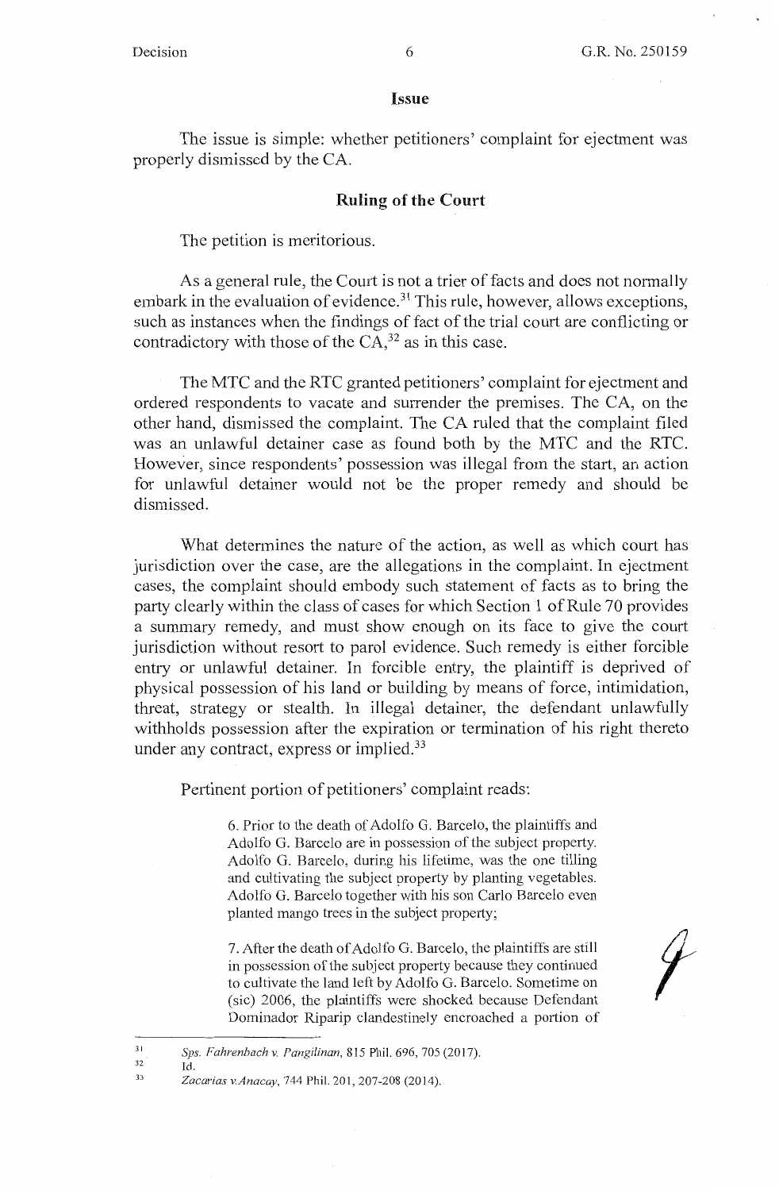## Issue

The issue is simple: whether petitioners' complaint for ejectment was properly dismissed by the CA.

## Ruling of the Court

The petition is meritorious.

As a general rule, the Court is not a trier of facts and does not normally embark in the evaluation of evidence.[31] This rule, however, allows exceptions, such as instances when the findings of fact of the trial court are conflicting or contradictory with those of the CA,[32] as in this case.

The MTC and the RTC granted petitioners' complaint for ejectment and ordered respondents to vacate and surrender the premises. The CA, on the other hand, dismissed the complaint. The CA ruled that the complaint filed was an unlawful detainer case as found both by the MTC and the RTC. However, since respondents' possession was illegal from the start, an action for unlawful detainer would not be the proper remedy and should be dismissed.

What determines the nature of the action, as well as which court has jurisdiction over the case, are the allegations in the complaint. In ejectment cases, the complaint should embody such statement of facts as to bring the party clearly within the class of cases for which Section 1 of Rule 70 provides a summary remedy, and must show enough on its face to give the court jurisdiction without resort to parol evidence. Such remedy is either forcible entry or unlawful detainer. In forcible entry, the plaintiff is deprived of physical possession of his land or building by means of force, intimidation, threat, strategy or stealth. In illegal detainer, the defendant unlawfully withholds possession after the expiration or termination of his right thereto under any contract, express or implied.[33]

Pertinent portion of petitioners' complaint reads:

> 6. Prior to the death of Adolfo G. Barcelo, the plaintiffs and Adolfo G. Barcelo are in possession of the subject property. Adolfo G. Barcelo, during his lifetime, was the one tilling and cultivating the subject property by planting vegetables. Adolfo G. Barcelo together with his son Carlo Barcelo even planted mango trees in the subject property;
>
> 7. After the death of Adolfo G. Barcelo, the plaintiffs are still in possession of the subject property because they continued to cultivate the land left by Adolfo G. Barcelo. Sometime on (sic) 2006, the plaintiffs were shocked because Defendant Dominador Riparip clandestinely encroached a portion of

---

[31] *Sps. Fahrenbach v. Pangilinan*, 815 Phil. 696, 705 (2017).

[32] Id.

[33] *Zacarias v. Anacay*, 744 Phil. 201, 207-208 (2014).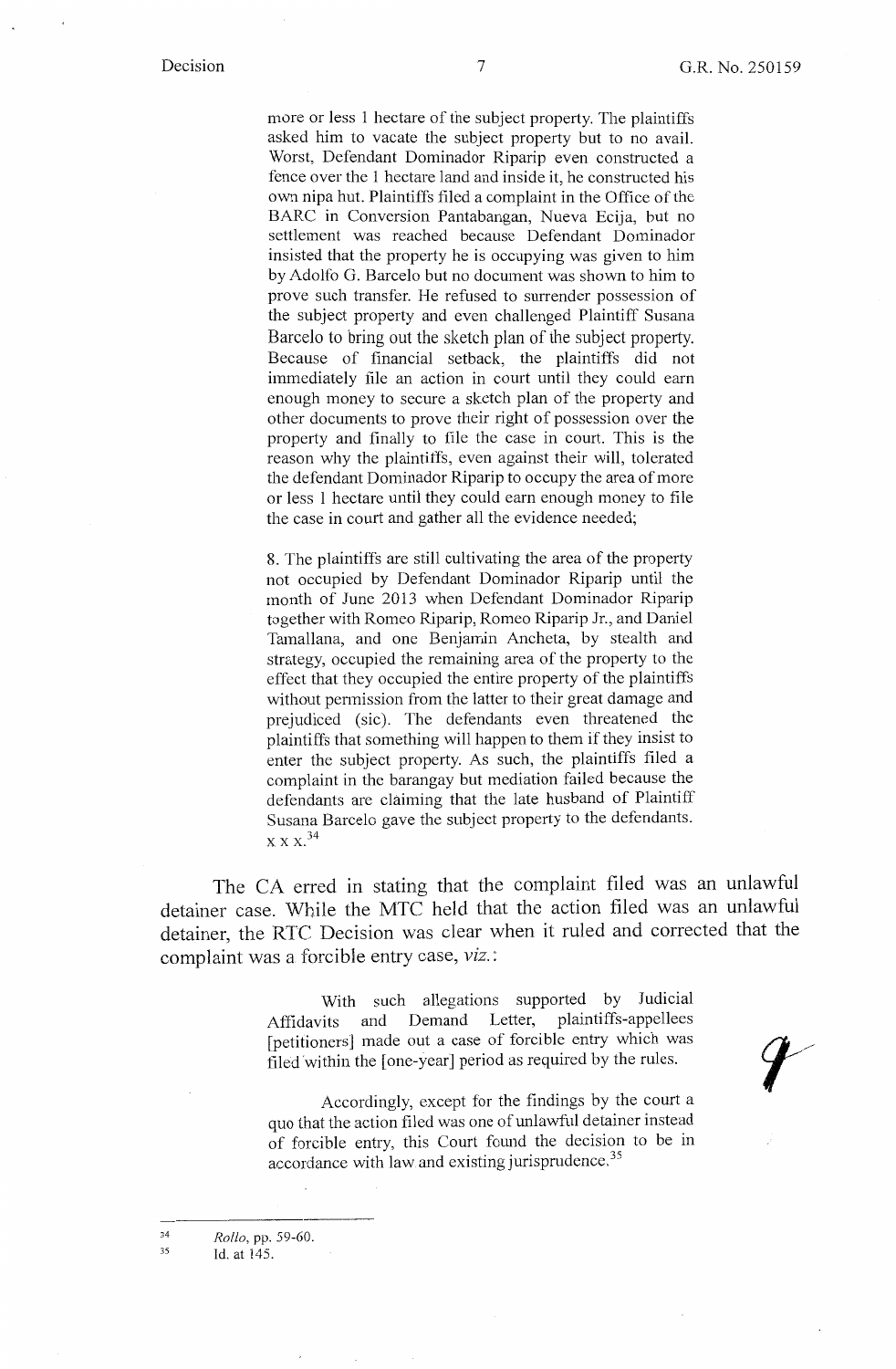more or less 1 hectare of the subject property. The plaintiffs asked him to vacate the subject property but to no avail. Worst, Defendant Dominador Riparip even constructed a fence over the 1 hectare land and inside it, he constructed his own nipa hut. Plaintiffs filed a complaint in the Office of the BARC in Conversion Pantabangan, Nueva Ecija, but no settlement was reached because Defendant Dominador insisted that the property he is occupying was given to him by Adolfo G. Barcelo but no document was shown to him to prove such transfer. He refused to surrender possession of the subject property and even challenged Plaintiff Susana Barcelo to bring out the sketch plan of the subject property. Because of financial setback, the plaintiffs did not immediately file an action in court until they could earn enough money to secure a sketch plan of the property and other documents to prove their right of possession over the property and finally to file the case in court. This is the reason why the plaintiffs, even against their will, tolerated the defendant Dominador Riparip to occupy the area of more or less 1 hectare until they could earn enough money to file the case in court and gather all the evidence needed;

> 8. The plaintiffs are still cultivating the area of the property not occupied by Defendant Dominador Riparip until the month of June 2013 when Defendant Dominador Riparip together with Romeo Riparip, Romeo Riparip Jr., and Daniel Tamallana, and one Benjamin Ancheta, by stealth and strategy, occupied the remaining area of the property to the effect that they occupied the entire property of the plaintiffs without permission from the latter to their great damage and prejudiced (sic). The defendants even threatened the plaintiffs that something will happen to them if they insist to enter the subject property. As such, the plaintiffs filed a complaint in the barangay but mediation failed because the defendants are claiming that the late husband of Plaintiff Susana Barcelo gave the subject property to the defendants. x x x.[34]

The CA erred in stating that the complaint filed was an unlawful detainer case. While the MTC held that the action filed was an unlawful detainer, the RTC Decision was clear when it ruled and corrected that the complaint was a forcible entry case, *viz.*:

> With such allegations supported by Judicial Affidavits and Demand Letter, plaintiffs-appellees [petitioners] made out a case of forcible entry which was filed within the [one-year] period as required by the rules.
>
> Accordingly, except for the findings by the court a quo that the action filed was one of unlawful detainer instead of forcible entry, this Court found the decision to be in accordance with law and existing jurisprudence.[35]

---

[34] *Rollo*, pp. 59-60.

[35] Id. at 145.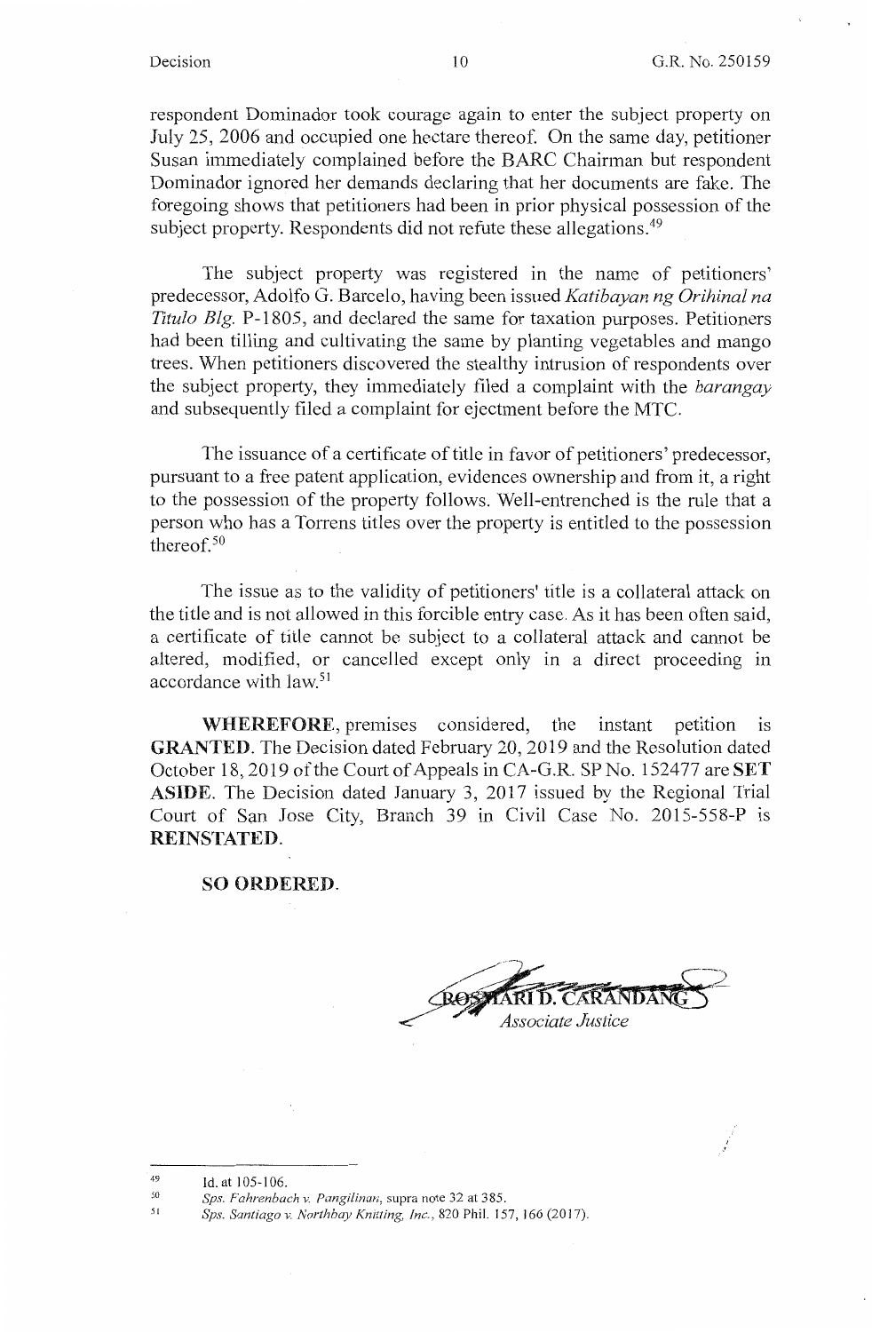respondent Dominador took courage again to enter the subject property on July 25, 2006 and occupied one hectare thereof. On the same day, petitioner Susan immediately complained before the BARC Chairman but respondent Dominador ignored her demands declaring that her documents are fake. The foregoing shows that petitioners had been in prior physical possession of the subject property. Respondents did not refute these allegations.[49]

The subject property was registered in the name of petitioners' predecessor, Adolfo G. Barcelo, having been issued *Katibayan ng Orihinal na Titulo Blg.* P-1805, and declared the same for taxation purposes. Petitioners had been tilling and cultivating the same by planting vegetables and mango trees. When petitioners discovered the stealthy intrusion of respondents over the subject property, they immediately filed a complaint with the *barangay* and subsequently filed a complaint for ejectment before the MTC.

The issuance of a certificate of title in favor of petitioners' predecessor, pursuant to a free patent application, evidences ownership and from it, a right to the possession of the property follows. Well-entrenched is the rule that a person who has a Torrens titles over the property is entitled to the possession thereof.[50]

The issue as to the validity of petitioners' title is a collateral attack on the title and is not allowed in this forcible entry case. As it has been often said, a certificate of title cannot be subject to a collateral attack and cannot be altered, modified, or cancelled except only in a direct proceeding in accordance with law.[51]

**WHEREFORE**, premises considered, the instant petition is **GRANTED**. The Decision dated February 20, 2019 and the Resolution dated October 18, 2019 of the Court of Appeals in CA-G.R. SP No. 152477 are **SET ASIDE**. The Decision dated January 3, 2017 issued by the Regional Trial Court of San Jose City, Branch 39 in Civil Case No. 2015-558-P is **REINSTATED**.

**SO ORDERED.**

ROSMARI D. CARANDANG
*Associate Justice*

---

[49] Id. at 105-106.

[50] *Sps. Fahrenbach v. Pangilinan*, supra note 32 at 385.

[51] *Sps. Santiago v. Northbay Knitting, Inc.*, 820 Phil. 157, 166 (2017).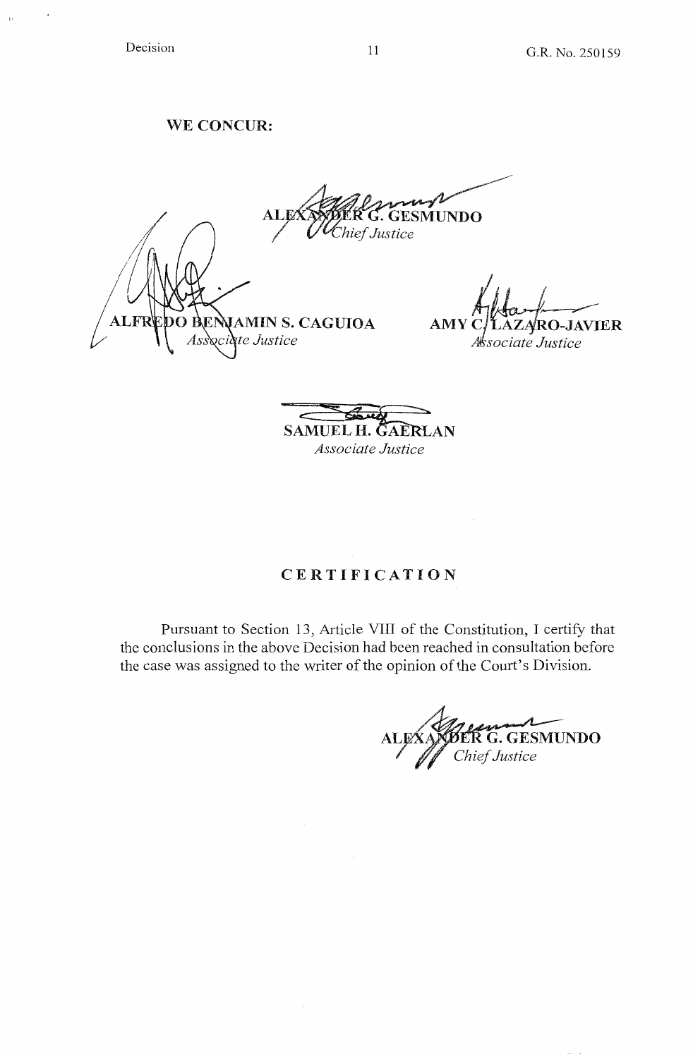**WE CONCUR:**

**ALEXANDER G. GESMUNDO**
*Chief Justice*

**ALFREDO BENJAMIN S. CAGUIOA**
*Associate Justice*

**AMY C. LAZARO-JAVIER**
*Associate Justice*

**SAMUEL H. GAERLAN**
*Associate Justice*

## CERTIFICATION

Pursuant to Section 13, Article VIII of the Constitution, I certify that the conclusions in the above Decision had been reached in consultation before the case was assigned to the writer of the opinion of the Court's Division.

**ALEXANDER G. GESMUNDO**
*Chief Justice*